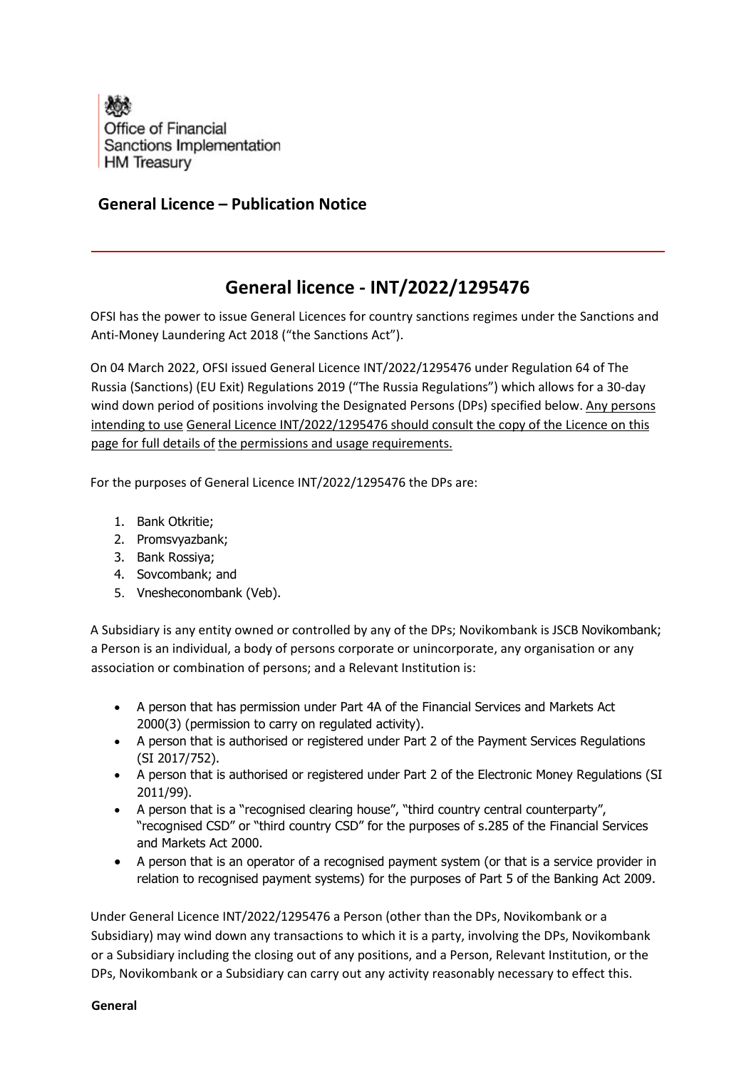Office of Financial Sanctions Implementation
HM Treasury

## General Licence – Publication Notice

# General licence - INT/2022/1295476

OFSI has the power to issue General Licences for country sanctions regimes under the Sanctions and Anti-Money Laundering Act 2018 ("the Sanctions Act").

On 04 March 2022, OFSI issued General Licence INT/2022/1295476 under Regulation 64 of The Russia (Sanctions) (EU Exit) Regulations 2019 ("The Russia Regulations") which allows for a 30-day wind down period of positions involving the Designated Persons (DPs) specified below. Any persons intending to use General Licence INT/2022/1295476 should consult the copy of the Licence on this page for full details of the permissions and usage requirements.

For the purposes of General Licence INT/2022/1295476 the DPs are:

1. Bank Otkritie;
2. Promsvyazbank;
3. Bank Rossiya;
4. Sovcombank; and
5. Vnesheconombank (Veb).

A Subsidiary is any entity owned or controlled by any of the DPs; Novikombank is JSCB Novikombank; a Person is an individual, a body of persons corporate or unincorporate, any organisation or any association or combination of persons; and a Relevant Institution is:

- A person that has permission under Part 4A of the Financial Services and Markets Act 2000(3) (permission to carry on regulated activity).
- A person that is authorised or registered under Part 2 of the Payment Services Regulations (SI 2017/752).
- A person that is authorised or registered under Part 2 of the Electronic Money Regulations (SI 2011/99).
- A person that is a "recognised clearing house", "third country central counterparty", "recognised CSD" or "third country CSD" for the purposes of s.285 of the Financial Services and Markets Act 2000.
- A person that is an operator of a recognised payment system (or that is a service provider in relation to recognised payment systems) for the purposes of Part 5 of the Banking Act 2009.

Under General Licence INT/2022/1295476 a Person (other than the DPs, Novikombank or a Subsidiary) may wind down any transactions to which it is a party, involving the DPs, Novikombank or a Subsidiary including the closing out of any positions, and a Person, Relevant Institution, or the DPs, Novikombank or a Subsidiary can carry out any activity reasonably necessary to effect this.

**General**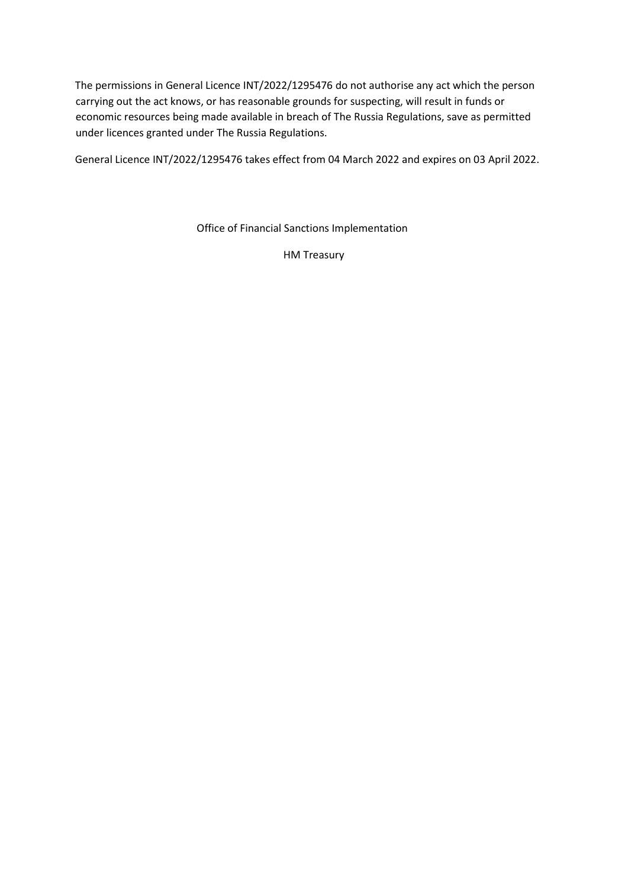The permissions in General Licence INT/2022/1295476 do not authorise any act which the person carrying out the act knows, or has reasonable grounds for suspecting, will result in funds or economic resources being made available in breach of The Russia Regulations, save as permitted under licences granted under The Russia Regulations.

General Licence INT/2022/1295476 takes effect from 04 March 2022 and expires on 03 April 2022.

Office of Financial Sanctions Implementation

HM Treasury